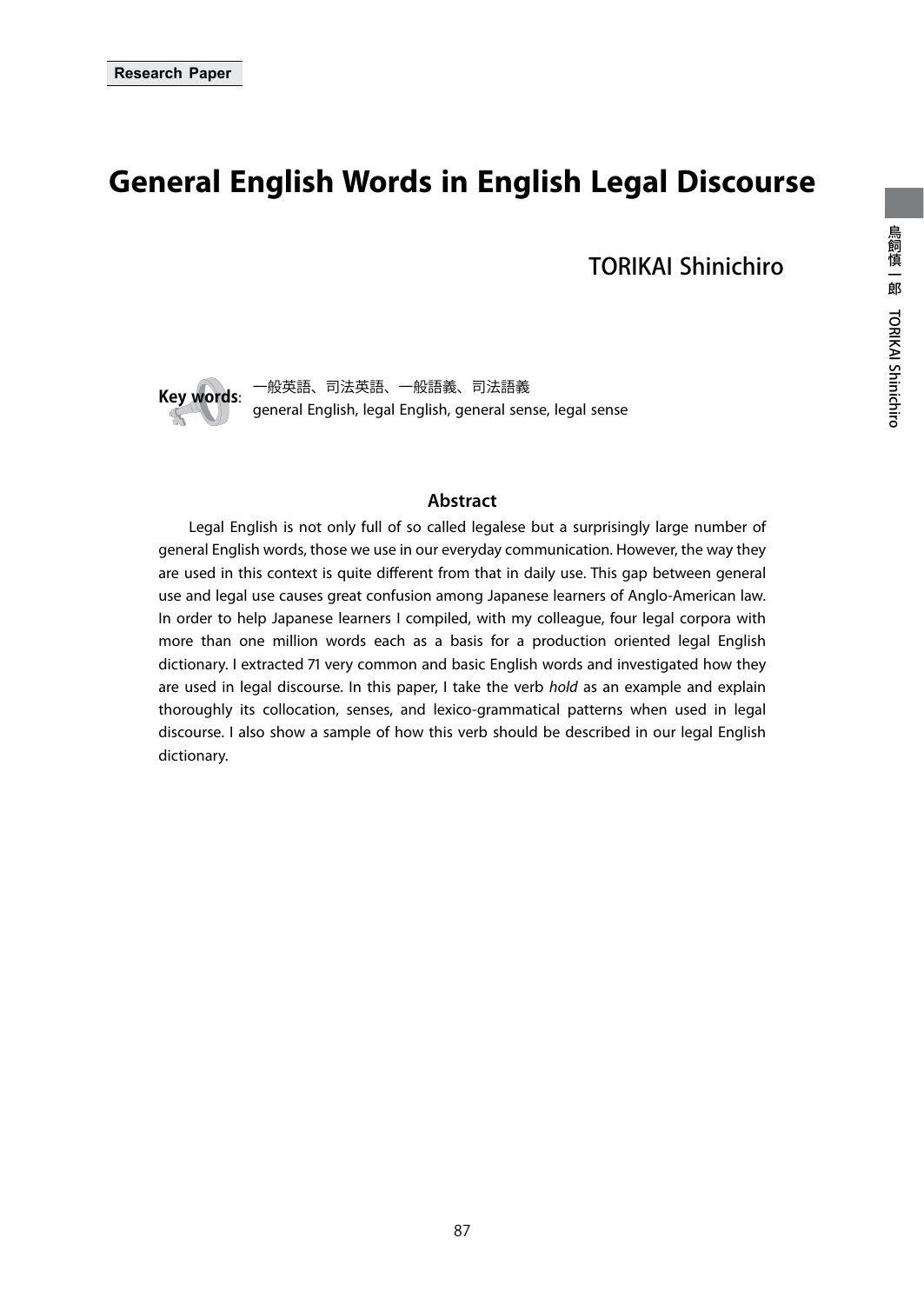Research Paper

# General English Words in English Legal Discourse

TORIKAI Shinichiro

**Key words**: 一般英語、司法英語、一般語義、司法語義
general English, legal English, general sense, legal sense

## Abstract

Legal English is not only full of so called legalese but a surprisingly large number of general English words, those we use in our everyday communication. However, the way they are used in this context is quite different from that in daily use. This gap between general use and legal use causes great confusion among Japanese learners of Anglo-American law. In order to help Japanese learners I compiled, with my colleague, four legal corpora with more than one million words each as a basis for a production oriented legal English dictionary. I extracted 71 very common and basic English words and investigated how they are used in legal discourse. In this paper, I take the verb *hold* as an example and explain thoroughly its collocation, senses, and lexico-grammatical patterns when used in legal discourse. I also show a sample of how this verb should be described in our legal English dictionary.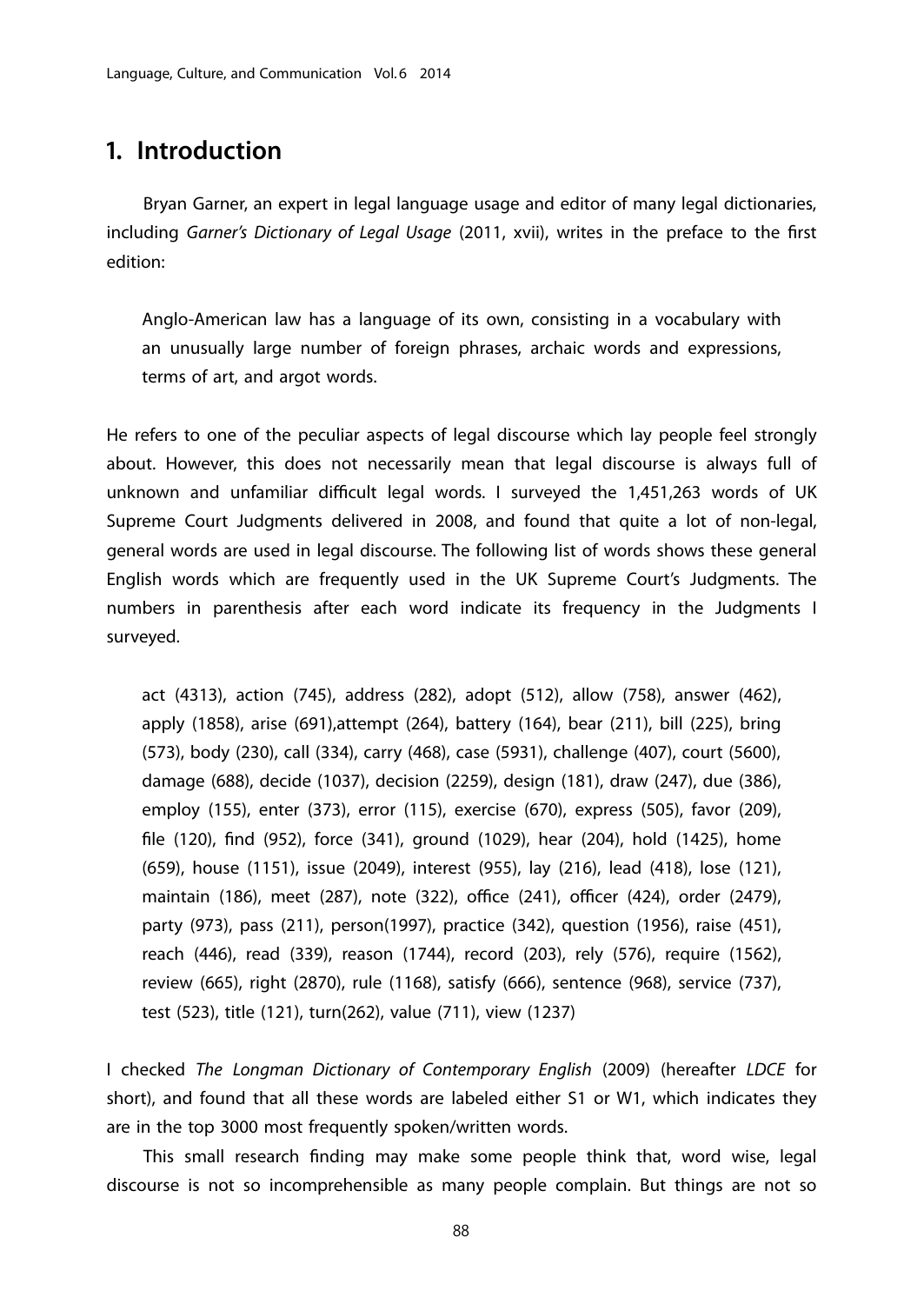## 1. Introduction

Bryan Garner, an expert in legal language usage and editor of many legal dictionaries, including *Garner's Dictionary of Legal Usage* (2011, xvii), writes in the preface to the first edition:

> Anglo-American law has a language of its own, consisting in a vocabulary with an unusually large number of foreign phrases, archaic words and expressions, terms of art, and argot words.

He refers to one of the peculiar aspects of legal discourse which lay people feel strongly about. However, this does not necessarily mean that legal discourse is always full of unknown and unfamiliar difficult legal words. I surveyed the 1,451,263 words of UK Supreme Court Judgments delivered in 2008, and found that quite a lot of non-legal, general words are used in legal discourse. The following list of words shows these general English words which are frequently used in the UK Supreme Court's Judgments. The numbers in parenthesis after each word indicate its frequency in the Judgments I surveyed.

> act (4313), action (745), address (282), adopt (512), allow (758), answer (462), apply (1858), arise (691),attempt (264), battery (164), bear (211), bill (225), bring (573), body (230), call (334), carry (468), case (5931), challenge (407), court (5600), damage (688), decide (1037), decision (2259), design (181), draw (247), due (386), employ (155), enter (373), error (115), exercise (670), express (505), favor (209), file (120), find (952), force (341), ground (1029), hear (204), hold (1425), home (659), house (1151), issue (2049), interest (955), lay (216), lead (418), lose (121), maintain (186), meet (287), note (322), office (241), officer (424), order (2479), party (973), pass (211), person(1997), practice (342), question (1956), raise (451), reach (446), read (339), reason (1744), record (203), rely (576), require (1562), review (665), right (2870), rule (1168), satisfy (666), sentence (968), service (737), test (523), title (121), turn(262), value (711), view (1237)

I checked *The Longman Dictionary of Contemporary English* (2009) (hereafter *LDCE* for short), and found that all these words are labeled either S1 or W1, which indicates they are in the top 3000 most frequently spoken/written words.

This small research finding may make some people think that, word wise, legal discourse is not so incomprehensible as many people complain. But things are not so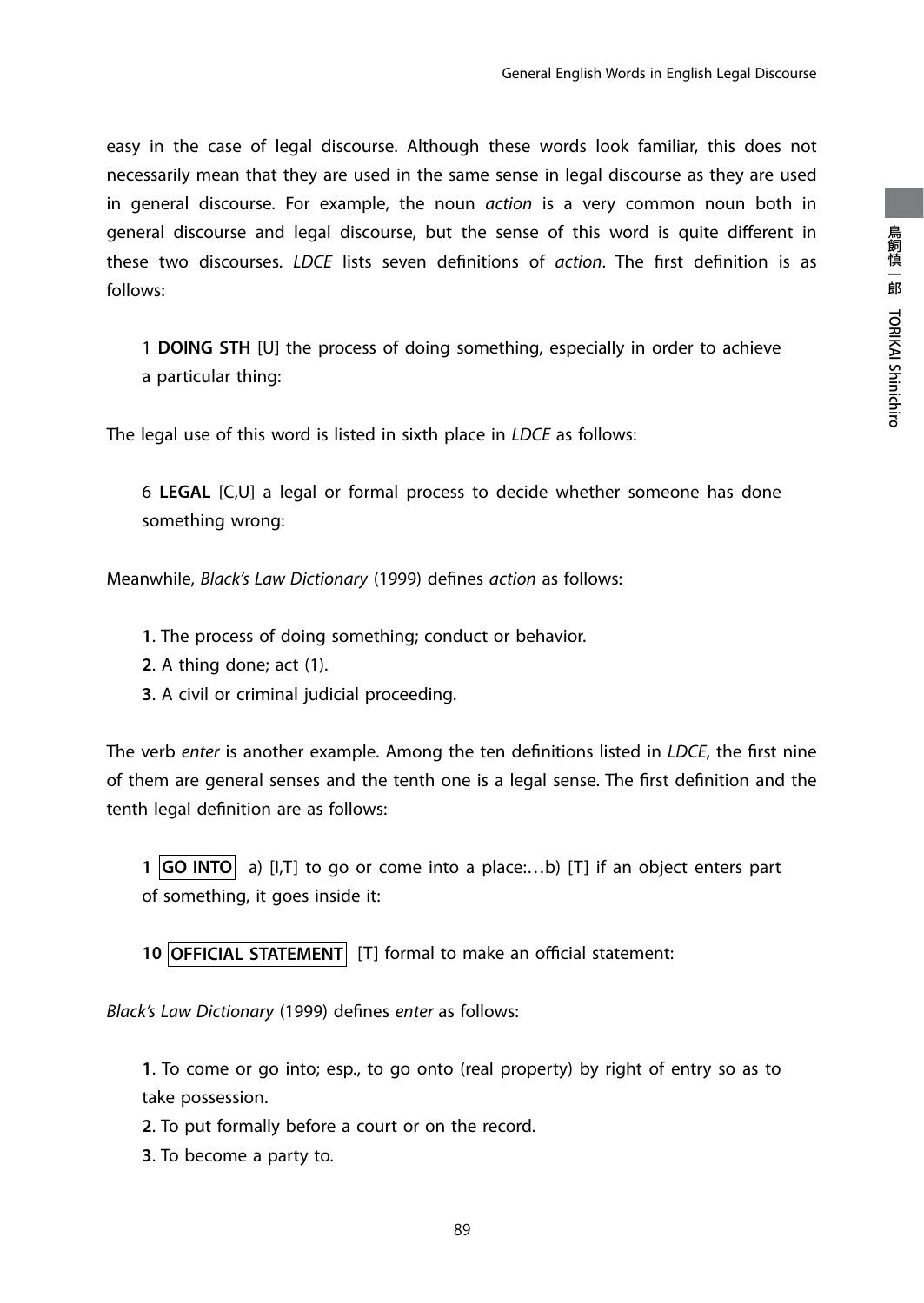easy in the case of legal discourse. Although these words look familiar, this does not necessarily mean that they are used in the same sense in legal discourse as they are used in general discourse. For example, the noun *action* is a very common noun both in general discourse and legal discourse, but the sense of this word is quite different in these two discourses. *LDCE* lists seven definitions of *action*. The first definition is as follows:

> 1 **DOING STH** [U] the process of doing something, especially in order to achieve a particular thing:

The legal use of this word is listed in sixth place in *LDCE* as follows:

> 6 **LEGAL** [C,U] a legal or formal process to decide whether someone has done something wrong:

Meanwhile, *Black's Law Dictionary* (1999) defines *action* as follows:

> **1**. The process of doing something; conduct or behavior.
> **2**. A thing done; act (1).
> **3**. A civil or criminal judicial proceeding.

The verb *enter* is another example. Among the ten definitions listed in *LDCE*, the first nine of them are general senses and the tenth one is a legal sense. The first definition and the tenth legal definition are as follows:

> **1** **GO INTO** a) [I,T] to go or come into a place:…b) [T] if an object enters part of something, it goes inside it:

> **10** **OFFICIAL STATEMENT** [T] formal to make an official statement:

*Black's Law Dictionary* (1999) defines *enter* as follows:

> **1**. To come or go into; esp., to go onto (real property) by right of entry so as to take possession.
> **2**. To put formally before a court or on the record.
> **3**. To become a party to.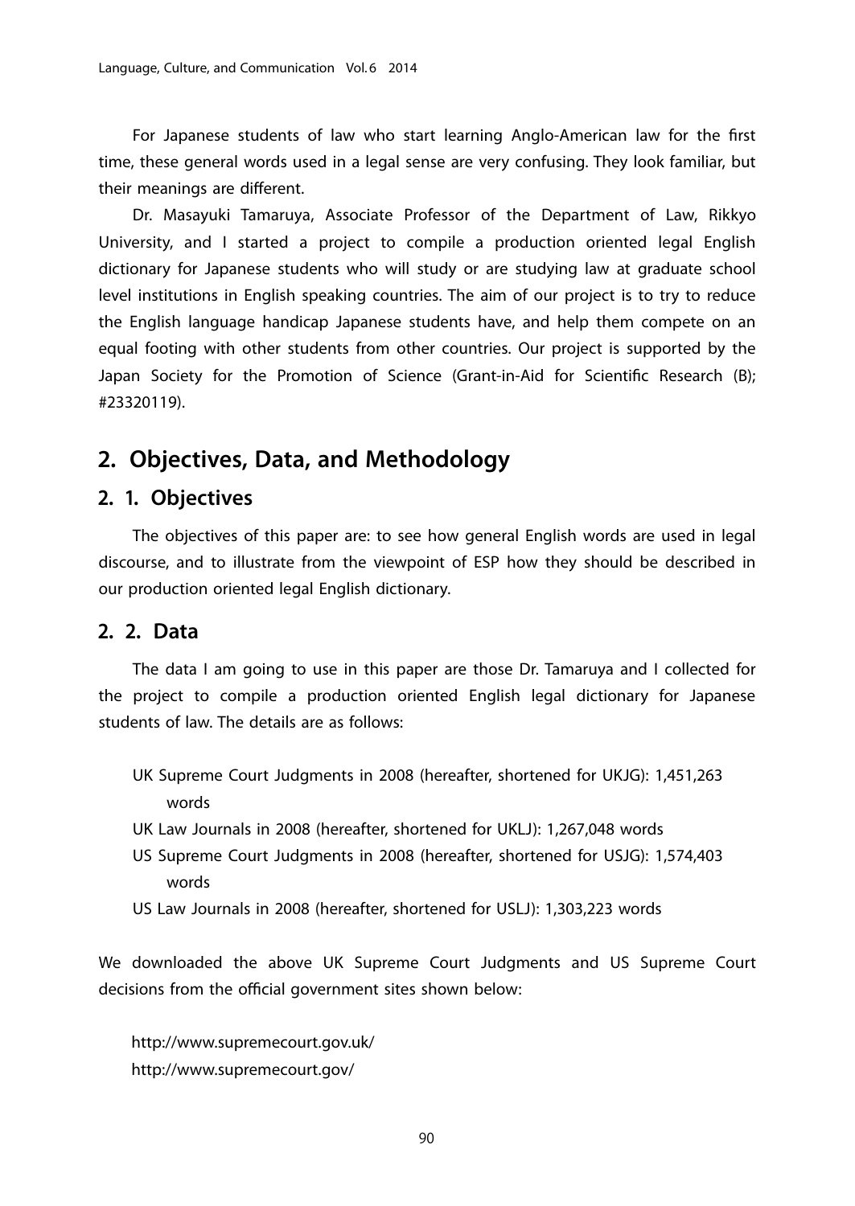For Japanese students of law who start learning Anglo-American law for the first time, these general words used in a legal sense are very confusing. They look familiar, but their meanings are different.

Dr. Masayuki Tamaruya, Associate Professor of the Department of Law, Rikkyo University, and I started a project to compile a production oriented legal English dictionary for Japanese students who will study or are studying law at graduate school level institutions in English speaking countries. The aim of our project is to try to reduce the English language handicap Japanese students have, and help them compete on an equal footing with other students from other countries. Our project is supported by the Japan Society for the Promotion of Science (Grant-in-Aid for Scientific Research (B); #23320119).

## 2. Objectives, Data, and Methodology

### 2. 1. Objectives

The objectives of this paper are: to see how general English words are used in legal discourse, and to illustrate from the viewpoint of ESP how they should be described in our production oriented legal English dictionary.

### 2. 2. Data

The data I am going to use in this paper are those Dr. Tamaruya and I collected for the project to compile a production oriented English legal dictionary for Japanese students of law. The details are as follows:

UK Supreme Court Judgments in 2008 (hereafter, shortened for UKJG): 1,451,263 words
UK Law Journals in 2008 (hereafter, shortened for UKLJ): 1,267,048 words
US Supreme Court Judgments in 2008 (hereafter, shortened for USJG): 1,574,403 words
US Law Journals in 2008 (hereafter, shortened for USLJ): 1,303,223 words

We downloaded the above UK Supreme Court Judgments and US Supreme Court decisions from the official government sites shown below:

http://www.supremecourt.gov.uk/
http://www.supremecourt.gov/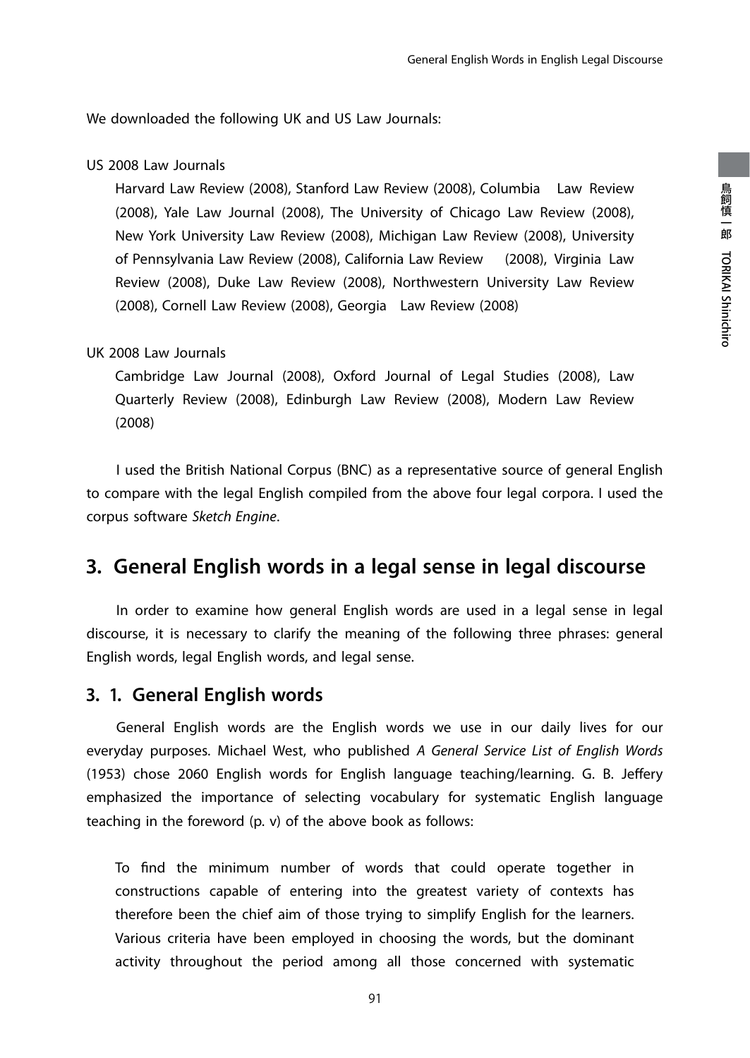We downloaded the following UK and US Law Journals:

US 2008 Law Journals

> Harvard Law Review (2008), Stanford Law Review (2008), Columbia Law Review (2008), Yale Law Journal (2008), The University of Chicago Law Review (2008), New York University Law Review (2008), Michigan Law Review (2008), University of Pennsylvania Law Review (2008), California Law Review (2008), Virginia Law Review (2008), Duke Law Review (2008), Northwestern University Law Review (2008), Cornell Law Review (2008), Georgia Law Review (2008)

UK 2008 Law Journals

> Cambridge Law Journal (2008), Oxford Journal of Legal Studies (2008), Law Quarterly Review (2008), Edinburgh Law Review (2008), Modern Law Review (2008)

I used the British National Corpus (BNC) as a representative source of general English to compare with the legal English compiled from the above four legal corpora. I used the corpus software *Sketch Engine*.

## 3. General English words in a legal sense in legal discourse

In order to examine how general English words are used in a legal sense in legal discourse, it is necessary to clarify the meaning of the following three phrases: general English words, legal English words, and legal sense.

### 3. 1. General English words

General English words are the English words we use in our daily lives for our everyday purposes. Michael West, who published *A General Service List of English Words* (1953) chose 2060 English words for English language teaching/learning. G. B. Jeffery emphasized the importance of selecting vocabulary for systematic English language teaching in the foreword (p. v) of the above book as follows:

> To find the minimum number of words that could operate together in constructions capable of entering into the greatest variety of contexts has therefore been the chief aim of those trying to simplify English for the learners. Various criteria have been employed in choosing the words, but the dominant activity throughout the period among all those concerned with systematic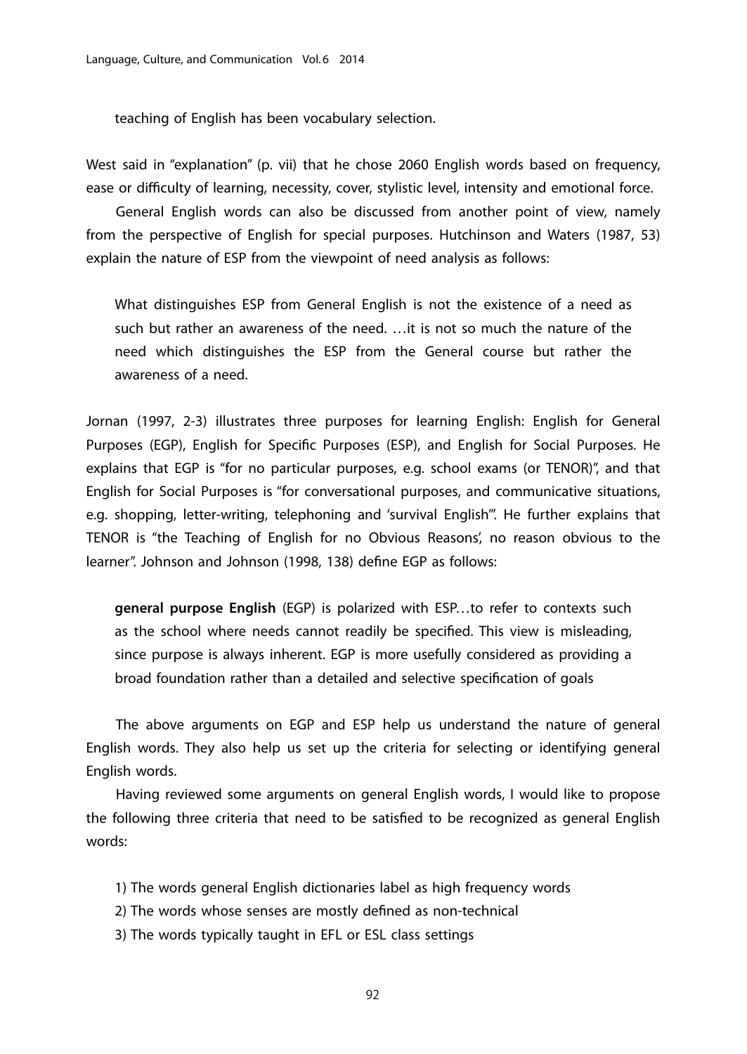teaching of English has been vocabulary selection.

West said in "explanation" (p. vii) that he chose 2060 English words based on frequency, ease or difficulty of learning, necessity, cover, stylistic level, intensity and emotional force.

General English words can also be discussed from another point of view, namely from the perspective of English for special purposes. Hutchinson and Waters (1987, 53) explain the nature of ESP from the viewpoint of need analysis as follows:

> What distinguishes ESP from General English is not the existence of a need as such but rather an awareness of the need. …it is not so much the nature of the need which distinguishes the ESP from the General course but rather the awareness of a need.

Jornan (1997, 2-3) illustrates three purposes for learning English: English for General Purposes (EGP), English for Specific Purposes (ESP), and English for Social Purposes. He explains that EGP is "for no particular purposes, e.g. school exams (or TENOR)", and that English for Social Purposes is "for conversational purposes, and communicative situations, e.g. shopping, letter-writing, telephoning and 'survival English'". He further explains that TENOR is "the Teaching of English for no Obvious Reasons', no reason obvious to the learner". Johnson and Johnson (1998, 138) define EGP as follows:

> **general purpose English** (EGP) is polarized with ESP…to refer to contexts such as the school where needs cannot readily be specified. This view is misleading, since purpose is always inherent. EGP is more usefully considered as providing a broad foundation rather than a detailed and selective specification of goals

The above arguments on EGP and ESP help us understand the nature of general English words. They also help us set up the criteria for selecting or identifying general English words.

Having reviewed some arguments on general English words, I would like to propose the following three criteria that need to be satisfied to be recognized as general English words:

1) The words general English dictionaries label as high frequency words
2) The words whose senses are mostly defined as non-technical
3) The words typically taught in EFL or ESL class settings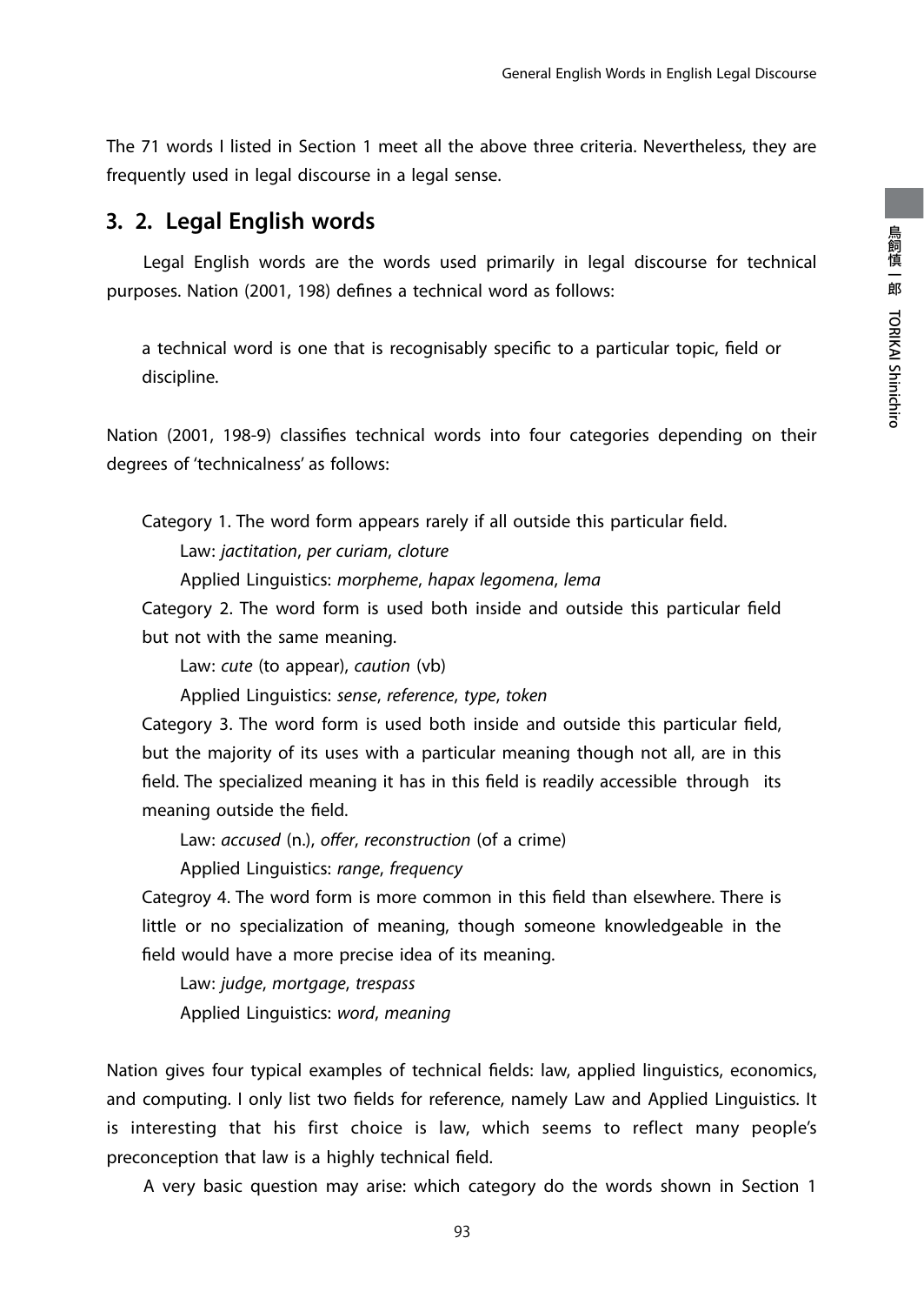The 71 words I listed in Section 1 meet all the above three criteria. Nevertheless, they are frequently used in legal discourse in a legal sense.

## 3. 2. Legal English words

Legal English words are the words used primarily in legal discourse for technical purposes. Nation (2001, 198) defines a technical word as follows:

> a technical word is one that is recognisably specific to a particular topic, field or discipline.

Nation (2001, 198-9) classifies technical words into four categories depending on their degrees of 'technicalness' as follows:

> Category 1. The word form appears rarely if all outside this particular field.
>
> Law: *jactitation*, *per curiam*, *cloture*
>
> Applied Linguistics: *morpheme*, *hapax legomena*, *lema*
>
> Category 2. The word form is used both inside and outside this particular field but not with the same meaning.
>
> Law: *cute* (to appear), *caution* (vb)
>
> Applied Linguistics: *sense*, *reference*, *type*, *token*
>
> Category 3. The word form is used both inside and outside this particular field, but the majority of its uses with a particular meaning though not all, are in this field. The specialized meaning it has in this field is readily accessible through its meaning outside the field.
>
> Law: *accused* (n.), *offer*, *reconstruction* (of a crime)
>
> Applied Linguistics: *range*, *frequency*
>
> Categroy 4. The word form is more common in this field than elsewhere. There is little or no specialization of meaning, though someone knowledgeable in the field would have a more precise idea of its meaning.
>
> Law: *judge*, *mortgage*, *trespass*
>
> Applied Linguistics: *word*, *meaning*

Nation gives four typical examples of technical fields: law, applied linguistics, economics, and computing. I only list two fields for reference, namely Law and Applied Linguistics. It is interesting that his first choice is law, which seems to reflect many people's preconception that law is a highly technical field.

A very basic question may arise: which category do the words shown in Section 1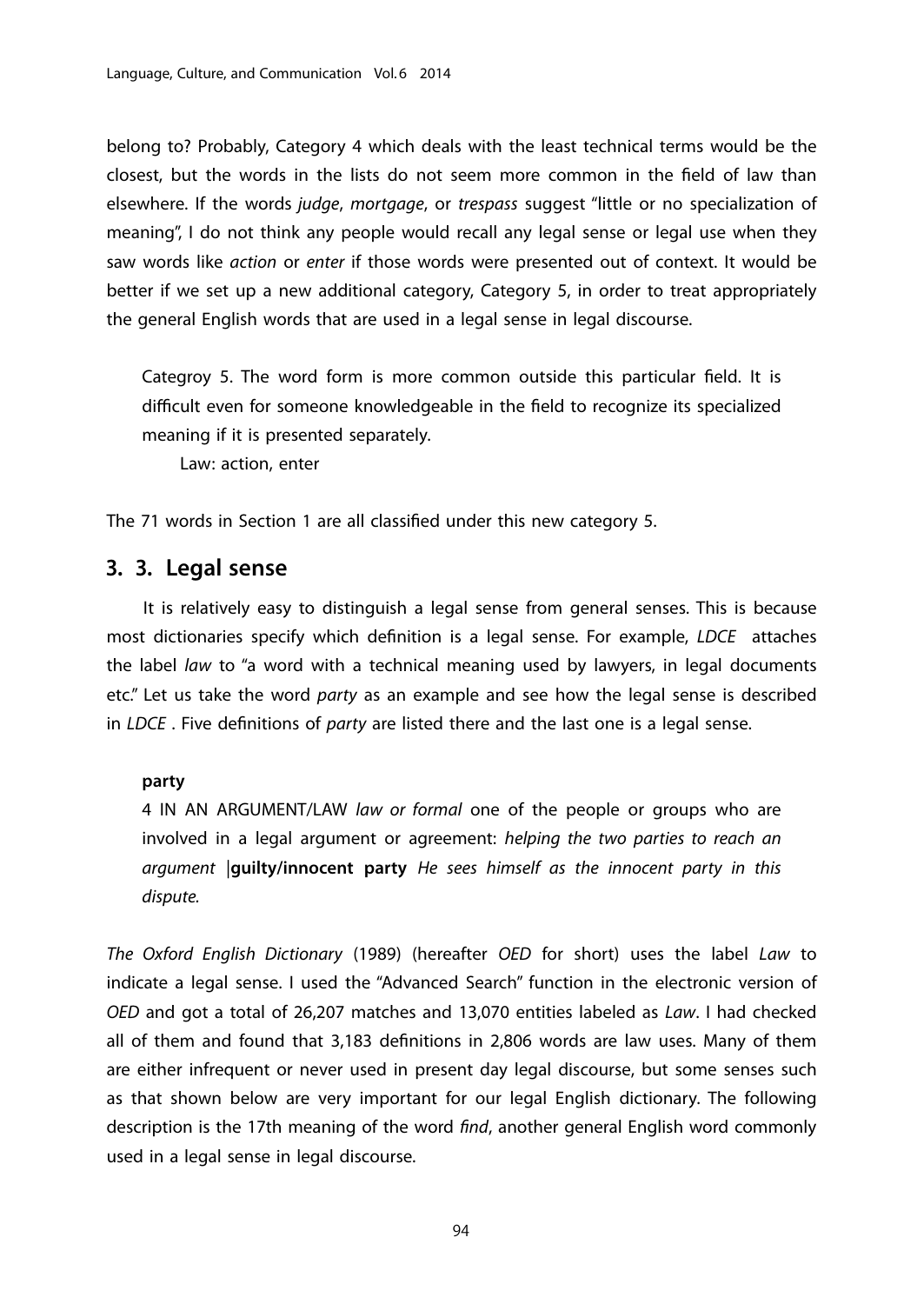belong to? Probably, Category 4 which deals with the least technical terms would be the closest, but the words in the lists do not seem more common in the field of law than elsewhere. If the words *judge*, *mortgage*, or *trespass* suggest "little or no specialization of meaning", I do not think any people would recall any legal sense or legal use when they saw words like *action* or *enter* if those words were presented out of context. It would be better if we set up a new additional category, Category 5, in order to treat appropriately the general English words that are used in a legal sense in legal discourse.

> Categroy 5. The word form is more common outside this particular field. It is difficult even for someone knowledgeable in the field to recognize its specialized meaning if it is presented separately.
>
> Law: action, enter

The 71 words in Section 1 are all classified under this new category 5.

## 3. 3. Legal sense

It is relatively easy to distinguish a legal sense from general senses. This is because most dictionaries specify which definition is a legal sense. For example, *LDCE* attaches the label *law* to "a word with a technical meaning used by lawyers, in legal documents etc." Let us take the word *party* as an example and see how the legal sense is described in *LDCE* . Five definitions of *party* are listed there and the last one is a legal sense.

> **party**
>
> 4 IN AN ARGUMENT/LAW *law or formal* one of the people or groups who are involved in a legal argument or agreement: *helping the two parties to reach an argument* |**guilty/innocent party** *He sees himself as the innocent party in this dispute.*

*The Oxford English Dictionary* (1989) (hereafter *OED* for short) uses the label *Law* to indicate a legal sense. I used the "Advanced Search" function in the electronic version of *OED* and got a total of 26,207 matches and 13,070 entities labeled as *Law*. I had checked all of them and found that 3,183 definitions in 2,806 words are law uses. Many of them are either infrequent or never used in present day legal discourse, but some senses such as that shown below are very important for our legal English dictionary. The following description is the 17th meaning of the word *find*, another general English word commonly used in a legal sense in legal discourse.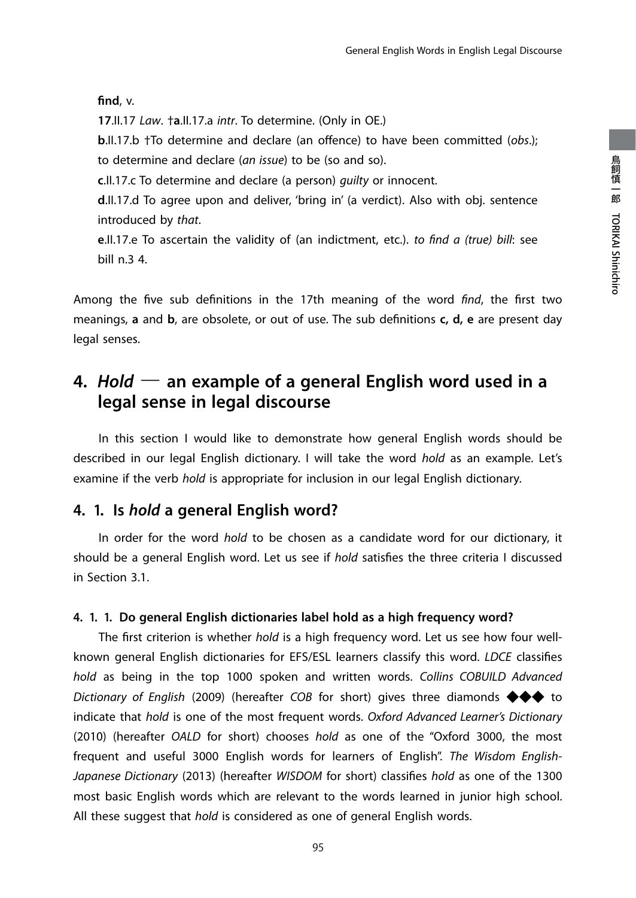**find**, v.

**17**.II.17 *Law*. †**a**.II.17.a *intr*. To determine. (Only in OE.)

**b**.II.17.b †To determine and declare (an offence) to have been committed (*obs*.); to determine and declare (*an issue*) to be (so and so).

**c**.II.17.c To determine and declare (a person) *guilty* or innocent.

**d**.II.17.d To agree upon and deliver, 'bring in' (a verdict). Also with obj. sentence introduced by *that*.

**e**.II.17.e To ascertain the validity of (an indictment, etc.). *to find a (true) bill*: see bill n.3 4.

Among the five sub definitions in the 17th meaning of the word *find*, the first two meanings, **a** and **b**, are obsolete, or out of use. The sub definitions **c, d, e** are present day legal senses.

## 4. *Hold* — an example of a general English word used in a legal sense in legal discourse

In this section I would like to demonstrate how general English words should be described in our legal English dictionary. I will take the word *hold* as an example. Let's examine if the verb *hold* is appropriate for inclusion in our legal English dictionary.

### 4. 1. Is *hold* a general English word?

In order for the word *hold* to be chosen as a candidate word for our dictionary, it should be a general English word. Let us see if *hold* satisfies the three criteria I discussed in Section 3.1.

#### 4. 1. 1. Do general English dictionaries label hold as a high frequency word?

The first criterion is whether *hold* is a high frequency word. Let us see how four well-known general English dictionaries for EFS/ESL learners classify this word. *LDCE* classifies *hold* as being in the top 1000 spoken and written words. *Collins COBUILD Advanced Dictionary of English* (2009) (hereafter *COB* for short) gives three diamonds ◆◆◆ to indicate that *hold* is one of the most frequent words. *Oxford Advanced Learner's Dictionary* (2010) (hereafter *OALD* for short) chooses *hold* as one of the "Oxford 3000, the most frequent and useful 3000 English words for learners of English". *The Wisdom English-Japanese Dictionary* (2013) (hereafter *WISDOM* for short) classifies *hold* as one of the 1300 most basic English words which are relevant to the words learned in junior high school. All these suggest that *hold* is considered as one of general English words.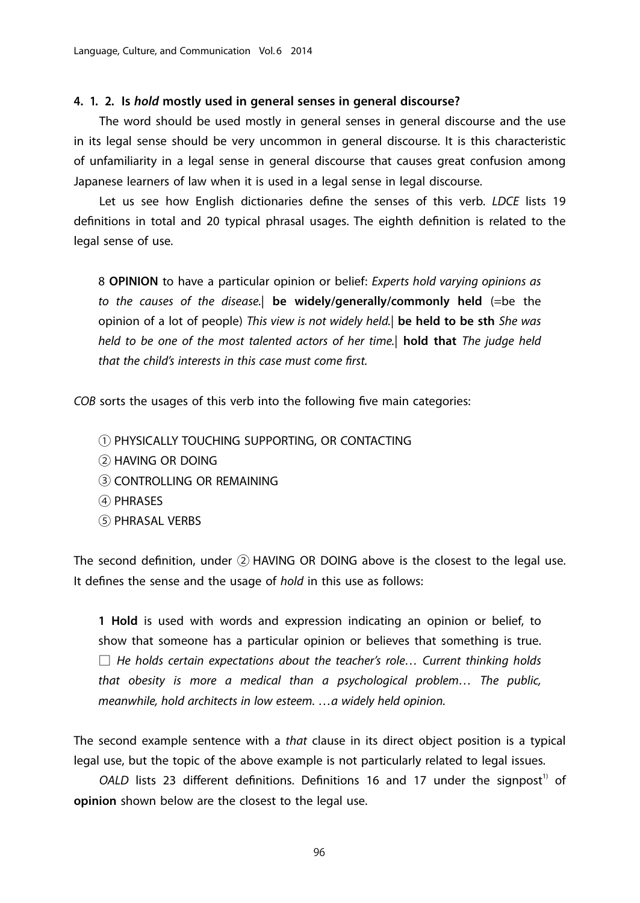#### 4. 1. 2. Is *hold* mostly used in general senses in general discourse?

The word should be used mostly in general senses in general discourse and the use in its legal sense should be very uncommon in general discourse. It is this characteristic of unfamiliarity in a legal sense in general discourse that causes great confusion among Japanese learners of law when it is used in a legal sense in legal discourse.

Let us see how English dictionaries define the senses of this verb. *LDCE* lists 19 definitions in total and 20 typical phrasal usages. The eighth definition is related to the legal sense of use.

> 8 **OPINION** to have a particular opinion or belief: *Experts hold varying opinions as to the causes of the disease.*| **be widely/generally/commonly held** (=be the opinion of a lot of people) *This view is not widely held.*| **be held to be sth** *She was held to be one of the most talented actors of her time.*| **hold that** *The judge held that the child's interests in this case must come first.*

*COB* sorts the usages of this verb into the following five main categories:

① PHYSICALLY TOUCHING SUPPORTING, OR CONTACTING
② HAVING OR DOING
③ CONTROLLING OR REMAINING
④ PHRASES
⑤ PHRASAL VERBS

The second definition, under ② HAVING OR DOING above is the closest to the legal use. It defines the sense and the usage of *hold* in this use as follows:

> **1 Hold** is used with words and expression indicating an opinion or belief, to show that someone has a particular opinion or believes that something is true. □ *He holds certain expectations about the teacher's role… Current thinking holds that obesity is more a medical than a psychological problem… The public, meanwhile, hold architects in low esteem. …a widely held opinion.*

The second example sentence with a *that* clause in its direct object position is a typical legal use, but the topic of the above example is not particularly related to legal issues.

*OALD* lists 23 different definitions. Definitions 16 and 17 under the signpost[1] of **opinion** shown below are the closest to the legal use.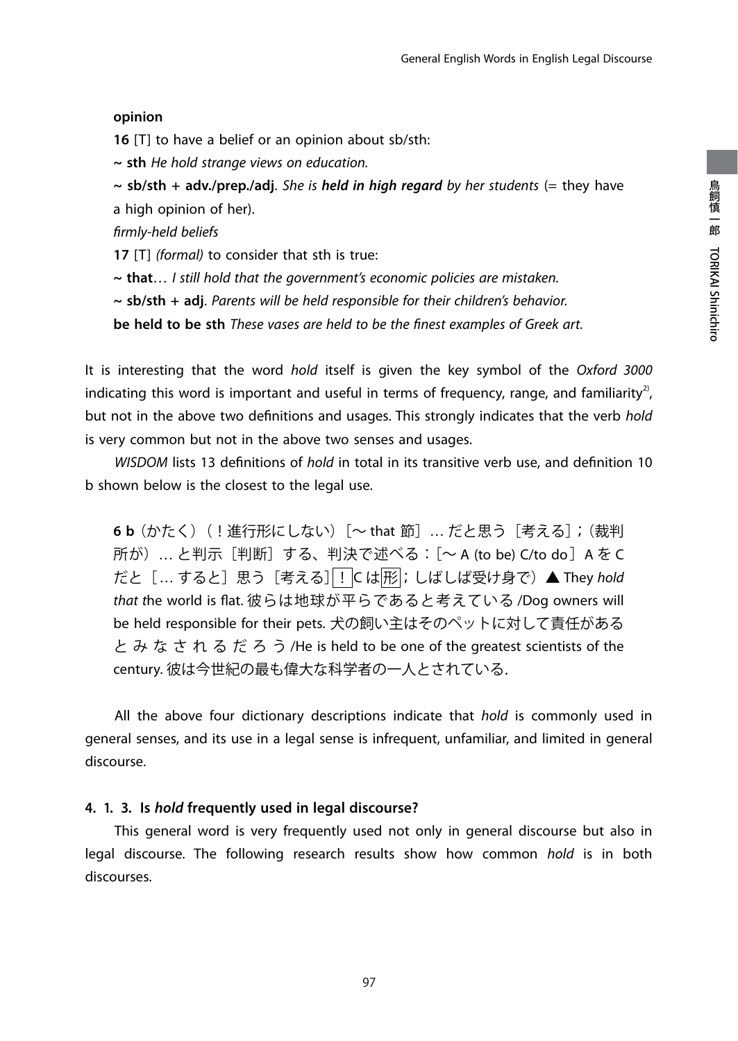**opinion**

**16** [T] to have a belief or an opinion about sb/sth:

**~ sth** *He hold strange views on education.*

**~ sb/sth + adv./prep./adj**. *She is **held in high regard** by her students* (= they have a high opinion of her).

*firmly-held beliefs*

**17** [T] *(formal)* to consider that sth is true:

**~ that**… *I still hold that the government's economic policies are mistaken.*

**~ sb/sth + adj**. *Parents will be held responsible for their children's behavior.*

**be held to be sth** *These vases are held to be the finest examples of Greek art.*

It is interesting that the word *hold* itself is given the key symbol of the *Oxford 3000* indicating this word is important and useful in terms of frequency, range, and familiarity[2], but not in the above two definitions and usages. This strongly indicates that the verb *hold* is very common but not in the above two senses and usages.

*WISDOM* lists 13 definitions of *hold* in total in its transitive verb use, and definition 10 b shown below is the closest to the legal use.

> **6 b**（かたく）（！進行形にしない）［～ that 節］… だと思う［考える］;（裁判所が）… と判示［判断］する、判決で述べる：［～ A (to be) C/to do］A を C だと［… すると］思う［考える］ ！ C は 形 ; しばしば受け身で）▲ They *hold that* the world is flat. 彼らは地球が平らであると考えている /Dog owners will be held responsible for their pets. 犬の飼い主はそのペットに対して責任があるとみなされるだろう /He is held to be one of the greatest scientists of the century. 彼は今世紀の最も偉大な科学者の一人とされている.

All the above four dictionary descriptions indicate that *hold* is commonly used in general senses, and its use in a legal sense is infrequent, unfamiliar, and limited in general discourse.

#### 4. 1. 3. Is *hold* frequently used in legal discourse?

This general word is very frequently used not only in general discourse but also in legal discourse. The following research results show how common *hold* is in both discourses.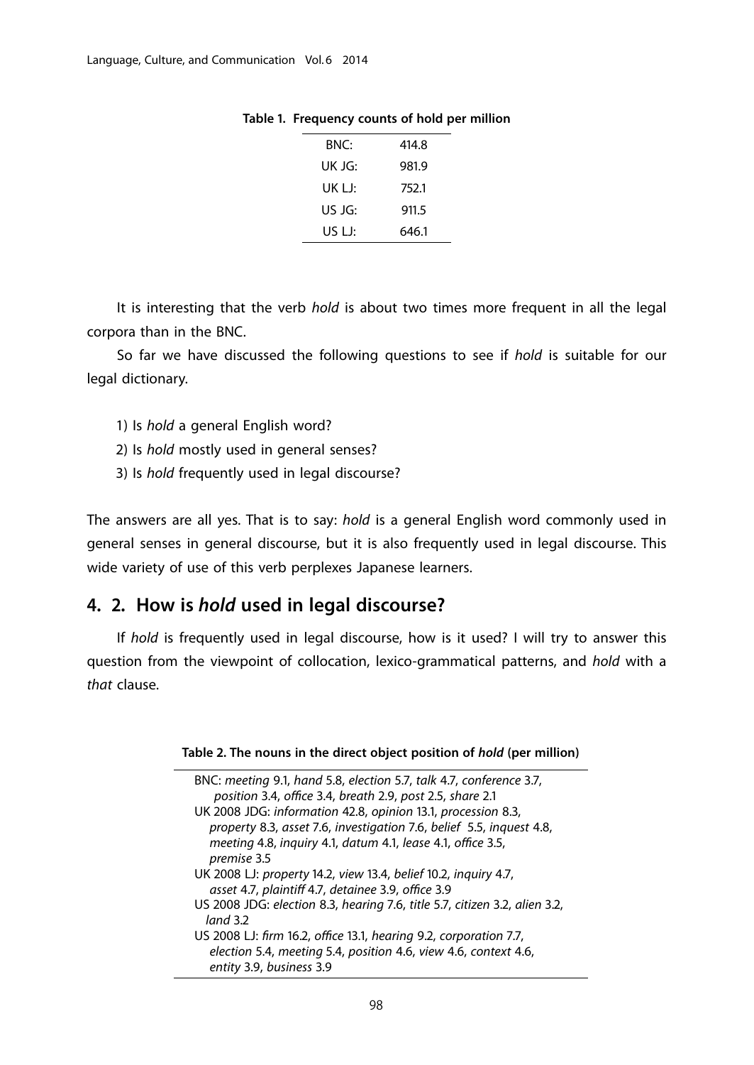**Table 1. Frequency counts of hold per million**

| | |
|---|---|
| BNC: | 414.8 |
| UK JG: | 981.9 |
| UK LJ: | 752.1 |
| US JG: | 911.5 |
| US LJ: | 646.1 |

It is interesting that the verb *hold* is about two times more frequent in all the legal corpora than in the BNC.

So far we have discussed the following questions to see if *hold* is suitable for our legal dictionary.

1) Is *hold* a general English word?
2) Is *hold* mostly used in general senses?
3) Is *hold* frequently used in legal discourse?

The answers are all yes. That is to say: *hold* is a general English word commonly used in general senses in general discourse, but it is also frequently used in legal discourse. This wide variety of use of this verb perplexes Japanese learners.

## 4. 2. How is *hold* used in legal discourse?

If *hold* is frequently used in legal discourse, how is it used? I will try to answer this question from the viewpoint of collocation, lexico-grammatical patterns, and *hold* with a *that* clause.

**Table 2. The nouns in the direct object position of *hold* (per million)**

| |
|---|
| BNC: *meeting* 9.1, *hand* 5.8, *election* 5.7, *talk* 4.7, *conference* 3.7, *position* 3.4, *office* 3.4, *breath* 2.9, *post* 2.5, *share* 2.1 |
| UK 2008 JDG: *information* 42.8, *opinion* 13.1, *procession* 8.3, *property* 8.3, *asset* 7.6, *investigation* 7.6, *belief* 5.5, *inquest* 4.8, *meeting* 4.8, *inquiry* 4.1, *datum* 4.1, *lease* 4.1, *office* 3.5, *premise* 3.5 |
| UK 2008 LJ: *property* 14.2, *view* 13.4, *belief* 10.2, *inquiry* 4.7, *asset* 4.7, *plaintiff* 4.7, *detainee* 3.9, *office* 3.9 |
| US 2008 JDG: *election* 8.3, *hearing* 7.6, *title* 5.7, *citizen* 3.2, *alien* 3.2, *land* 3.2 |
| US 2008 LJ: *firm* 16.2, *office* 13.1, *hearing* 9.2, *corporation* 7.7, *election* 5.4, *meeting* 5.4, *position* 4.6, *view* 4.6, *context* 4.6, *entity* 3.9, *business* 3.9 |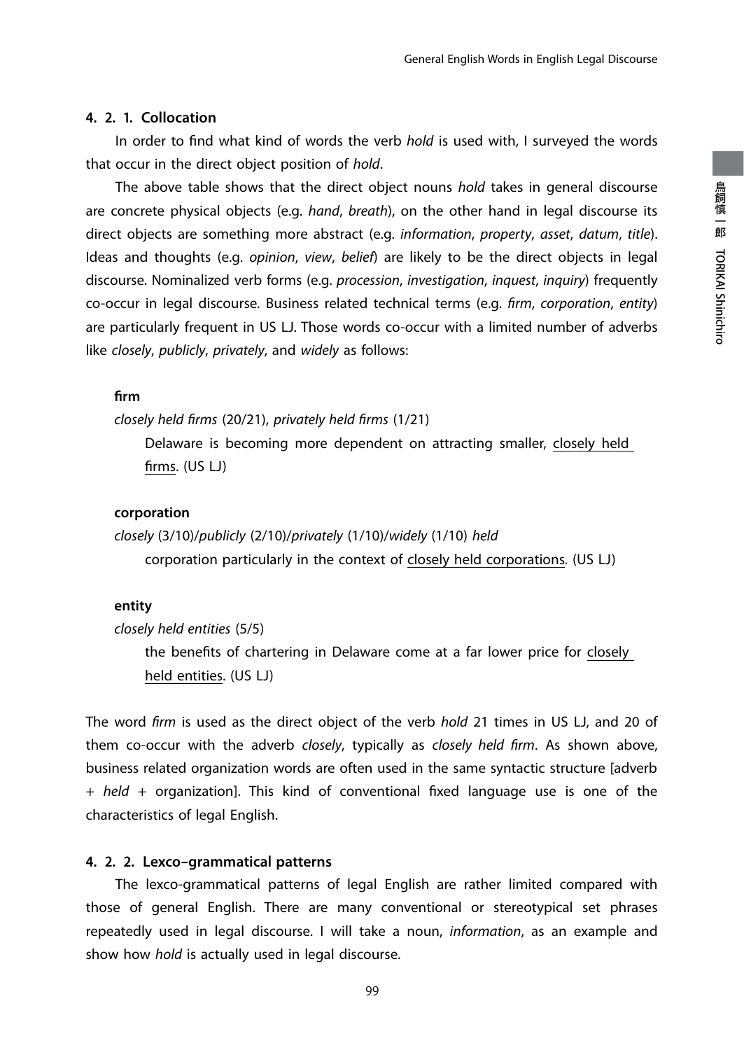#### 4. 2. 1. Collocation

In order to find what kind of words the verb *hold* is used with, I surveyed the words that occur in the direct object position of *hold*.

The above table shows that the direct object nouns *hold* takes in general discourse are concrete physical objects (e.g. *hand*, *breath*), on the other hand in legal discourse its direct objects are something more abstract (e.g. *information*, *property*, *asset*, *datum*, *title*). Ideas and thoughts (e.g. *opinion*, *view*, *belief*) are likely to be the direct objects in legal discourse. Nominalized verb forms (e.g. *procession*, *investigation*, *inquest*, *inquiry*) frequently co-occur in legal discourse. Business related technical terms (e.g. *firm*, *corporation*, *entity*) are particularly frequent in US LJ. Those words co-occur with a limited number of adverbs like *closely*, *publicly*, *privately*, and *widely* as follows:

**firm**

*closely held firms* (20/21), *privately held firms* (1/21)

> Delaware is becoming more dependent on attracting smaller, <u>closely held firms</u>. (US LJ)

**corporation**

*closely* (3/10)/*publicly* (2/10)/*privately* (1/10)/*widely* (1/10) *held*

> corporation particularly in the context of <u>closely held corporations</u>. (US LJ)

**entity**

*closely held entities* (5/5)

> the benefits of chartering in Delaware come at a far lower price for <u>closely held entities</u>. (US LJ)

The word *firm* is used as the direct object of the verb *hold* 21 times in US LJ, and 20 of them co-occur with the adverb *closely*, typically as *closely held firm*. As shown above, business related organization words are often used in the same syntactic structure [adverb + *held* + organization]. This kind of conventional fixed language use is one of the characteristics of legal English.

#### 4. 2. 2. Lexco–grammatical patterns

The lexco-grammatical patterns of legal English are rather limited compared with those of general English. There are many conventional or stereotypical set phrases repeatedly used in legal discourse. I will take a noun, *information*, as an example and show how *hold* is actually used in legal discourse.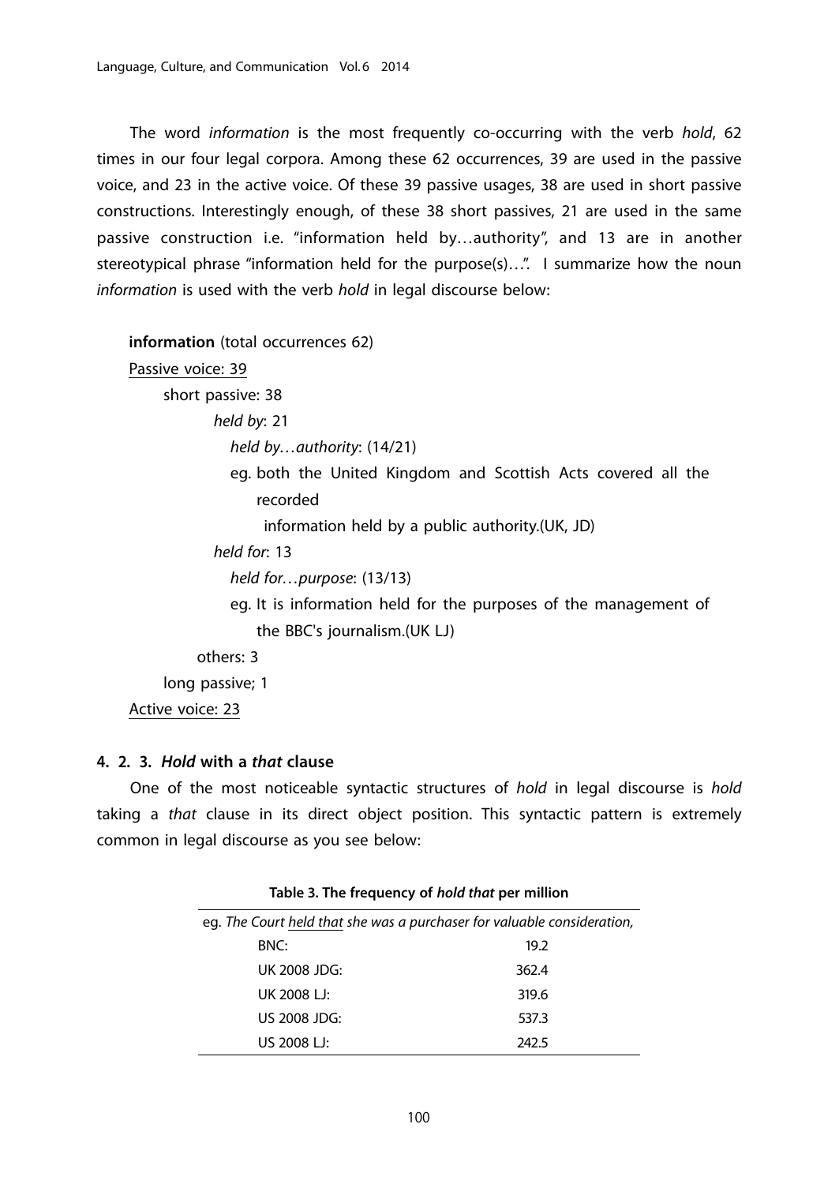The word *information* is the most frequently co-occurring with the verb *hold*, 62 times in our four legal corpora. Among these 62 occurrences, 39 are used in the passive voice, and 23 in the active voice. Of these 39 passive usages, 38 are used in short passive constructions. Interestingly enough, of these 38 short passives, 21 are used in the same passive construction i.e. "information held by…authority", and 13 are in another stereotypical phrase "information held for the purpose(s)…". I summarize how the noun *information* is used with the verb *hold* in legal discourse below:

**information** (total occurrences 62)

Passive voice: 39

- short passive: 38
  - *held by*: 21
    - *held by…authority*: (14/21)
    - eg. both the United Kingdom and Scottish Acts covered all the recorded information held by a public authority.(UK, JD)
  - *held for*: 13
    - *held for…purpose*: (13/13)
    - eg. It is information held for the purposes of the management of the BBC's journalism.(UK LJ)
  - others: 3
- long passive; 1

Active voice: 23

### 4. 2. 3. *Hold* with a *that* clause

One of the most noticeable syntactic structures of *hold* in legal discourse is *hold* taking a *that* clause in its direct object position. This syntactic pattern is extremely common in legal discourse as you see below:

**Table 3. The frequency of *hold that* per million**

| | |
|---|---|
| eg. *The Court held that she was a purchaser for valuable consideration,* | |
| BNC: | 19.2 |
| UK 2008 JDG: | 362.4 |
| UK 2008 LJ: | 319.6 |
| US 2008 JDG: | 537.3 |
| US 2008 LJ: | 242.5 |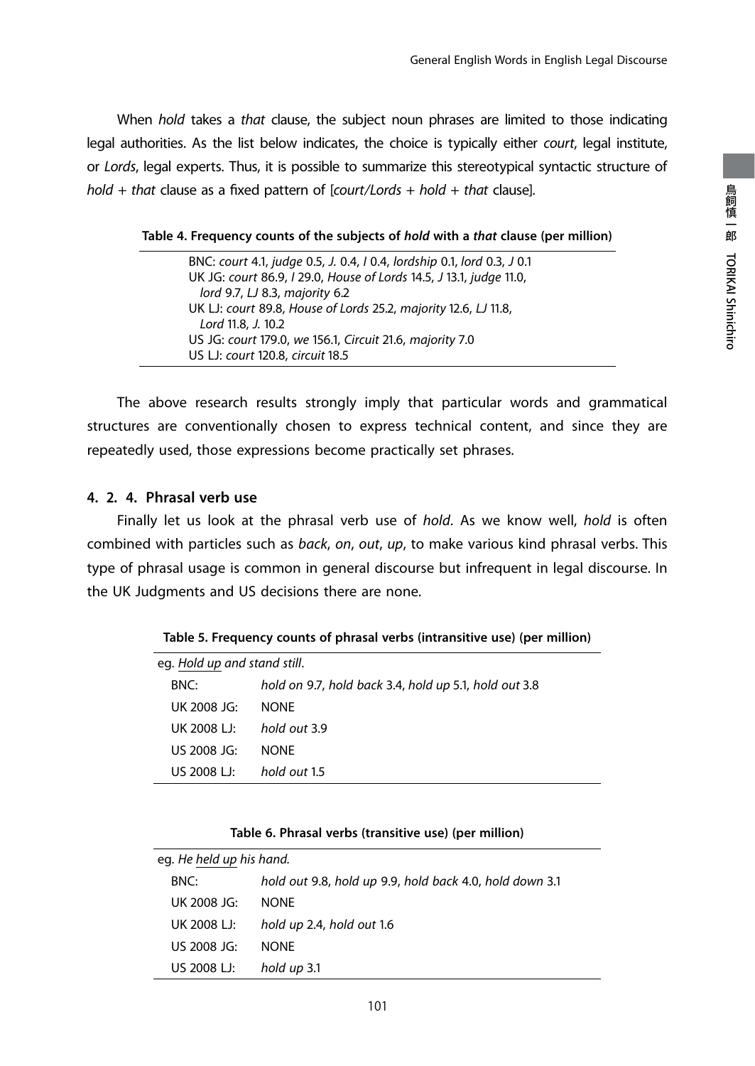When *hold* takes a *that* clause, the subject noun phrases are limited to those indicating legal authorities. As the list below indicates, the choice is typically either *court*, legal institute, or *Lords*, legal experts. Thus, it is possible to summarize this stereotypical syntactic structure of *hold* + *that* clause as a fixed pattern of [*court/Lords* + *hold* + *that* clause].

**Table 4. Frequency counts of the subjects of *hold* with a *that* clause (per million)**

| |
|---|
| BNC: *court* 4.1, *judge* 0.5, *J.* 0.4, *I* 0.4, *lordship* 0.1, *lord* 0.3, *J* 0.1 |
| UK JG: *court* 86.9, *I* 29.0, *House of Lords* 14.5, *J* 13.1, *judge* 11.0, *lord* 9.7, *LJ* 8.3, *majority* 6.2 |
| UK LJ: *court* 89.8, *House of Lords* 25.2, *majority* 12.6, *LJ* 11.8, *Lord* 11.8, *J.* 10.2 |
| US JG: *court* 179.0, *we* 156.1, *Circuit* 21.6, *majority* 7.0 |
| US LJ: *court* 120.8, *circuit* 18.5 |

The above research results strongly imply that particular words and grammatical structures are conventionally chosen to express technical content, and since they are repeatedly used, those expressions become practically set phrases.

### 4. 2. 4. Phrasal verb use

Finally let us look at the phrasal verb use of *hold*. As we know well, *hold* is often combined with particles such as *back*, *on*, *out*, *up*, to make various kind phrasal verbs. This type of phrasal usage is common in general discourse but infrequent in legal discourse. In the UK Judgments and US decisions there are none.

**Table 5. Frequency counts of phrasal verbs (intransitive use) (per million)**

| eg. *Hold up* and stand still. | |
|---|---|
| BNC: | *hold on* 9.7, *hold back* 3.4, *hold up* 5.1, *hold out* 3.8 |
| UK 2008 JG: | NONE |
| UK 2008 LJ: | *hold out* 3.9 |
| US 2008 JG: | NONE |
| US 2008 LJ: | *hold out* 1.5 |

**Table 6. Phrasal verbs (transitive use) (per million)**

| eg. *He held up his hand.* | |
|---|---|
| BNC: | *hold out* 9.8, *hold up* 9.9, *hold back* 4.0, *hold down* 3.1 |
| UK 2008 JG: | NONE |
| UK 2008 LJ: | *hold up* 2.4, *hold out* 1.6 |
| US 2008 JG: | NONE |
| US 2008 LJ: | *hold up* 3.1 |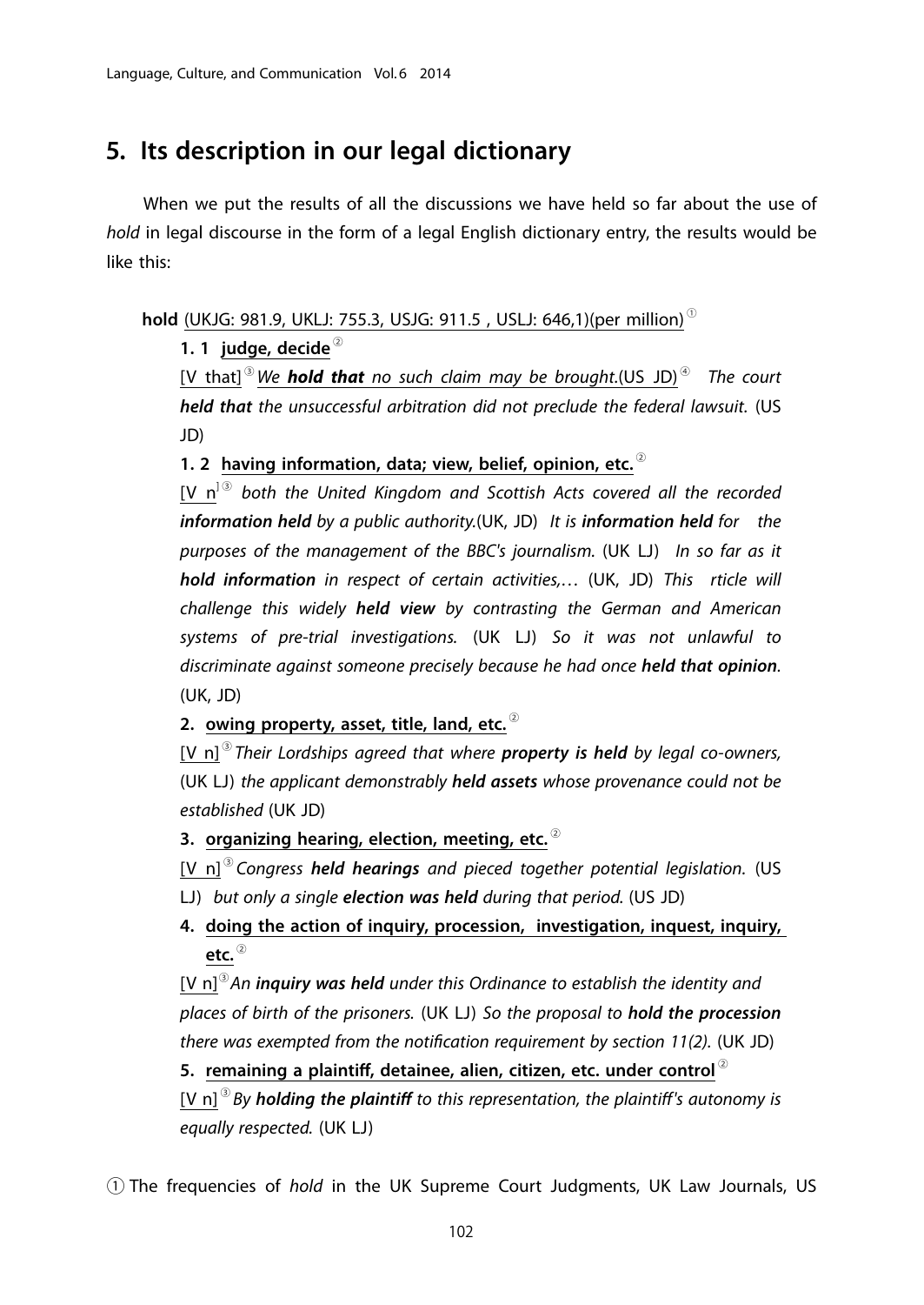## 5. Its description in our legal dictionary

When we put the results of all the discussions we have held so far about the use of *hold* in legal discourse in the form of a legal English dictionary entry, the results would be like this:

**hold** (UKJG: 981.9, UKLJ: 755.3, USJG: 911.5 , USLJ: 646,1)(per million)①

**1. 1 judge, decide**②

[V that]③ *We **hold that** no such claim may be brought.*(US JD)④ *The court **held that** the unsuccessful arbitration did not preclude the federal lawsuit.* (US JD)

**1. 2 having information, data; view, belief, opinion, etc.**②

[V n]③ *both the United Kingdom and Scottish Acts covered all the recorded **information held** by a public authority.*(UK, JD) *It is **information held** for the purposes of the management of the BBC's journalism.* (UK LJ) *In so far as it **hold information** in respect of certain activities,…* (UK, JD) *This rticle will challenge this widely **held view** by contrasting the German and American systems of pre-trial investigations.* (UK LJ) *So it was not unlawful to discriminate against someone precisely because he had once **held that opinion**.* (UK, JD)

**2. owing property, asset, title, land, etc.**②

[V n]③ *Their Lordships agreed that where **property is held** by legal co-owners,* (UK LJ) *the applicant demonstrably **held assets** whose provenance could not be established* (UK JD)

**3. organizing hearing, election, meeting, etc.**②

[V n]③ *Congress **held hearings** and pieced together potential legislation.* (US LJ) *but only a single **election was held** during that period.* (US JD)

**4. doing the action of inquiry, procession, investigation, inquest, inquiry, etc.**②

[V n]③ *An **inquiry was held** under this Ordinance to establish the identity and places of birth of the prisoners.* (UK LJ) *So the proposal to **hold the procession** there was exempted from the notification requirement by section 11(2).* (UK JD)

**5. remaining a plaintiff, detainee, alien, citizen, etc. under control**②

[V n]③ *By **holding the plaintiff** to this representation, the plaintiff's autonomy is equally respected.* (UK LJ)

① The frequencies of *hold* in the UK Supreme Court Judgments, UK Law Journals, US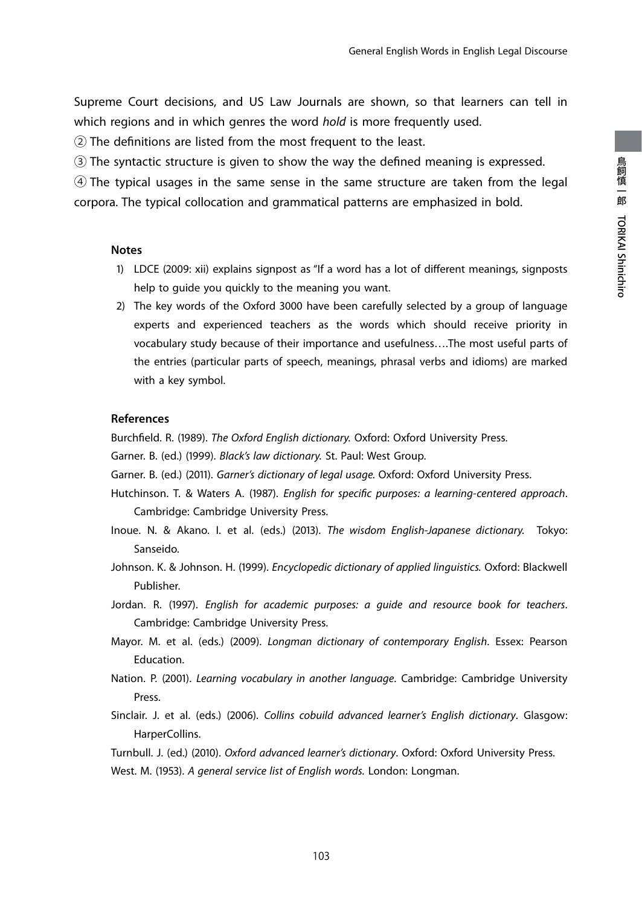Supreme Court decisions, and US Law Journals are shown, so that learners can tell in which regions and in which genres the word *hold* is more frequently used.

② The definitions are listed from the most frequent to the least.

③ The syntactic structure is given to show the way the defined meaning is expressed.

④ The typical usages in the same sense in the same structure are taken from the legal corpora. The typical collocation and grammatical patterns are emphasized in bold.

**Notes**

1) LDCE (2009: xii) explains signpost as "If a word has a lot of different meanings, signposts help to guide you quickly to the meaning you want.
2) The key words of the Oxford 3000 have been carefully selected by a group of language experts and experienced teachers as the words which should receive priority in vocabulary study because of their importance and usefulness….The most useful parts of the entries (particular parts of speech, meanings, phrasal verbs and idioms) are marked with a key symbol.

**References**

Burchfield. R. (1989). *The Oxford English dictionary.* Oxford: Oxford University Press.

Garner. B. (ed.) (1999). *Black's law dictionary.* St. Paul: West Group.

Garner. B. (ed.) (2011). *Garner's dictionary of legal usage.* Oxford: Oxford University Press.

Hutchinson. T. & Waters A. (1987). *English for specific purposes: a learning-centered approach*. Cambridge: Cambridge University Press.

Inoue. N. & Akano. I. et al. (eds.) (2013). *The wisdom English-Japanese dictionary.* Tokyo: Sanseido.

Johnson. K. & Johnson. H. (1999). *Encyclopedic dictionary of applied linguistics.* Oxford: Blackwell Publisher.

Jordan. R. (1997). *English for academic purposes: a guide and resource book for teachers*. Cambridge: Cambridge University Press.

Mayor. M. et al. (eds.) (2009). *Longman dictionary of contemporary English*. Essex: Pearson Education.

Nation. P. (2001). *Learning vocabulary in another language*. Cambridge: Cambridge University Press.

Sinclair. J. et al. (eds.) (2006). *Collins cobuild advanced learner's English dictionary*. Glasgow: HarperCollins.

Turnbull. J. (ed.) (2010). *Oxford advanced learner's dictionary*. Oxford: Oxford University Press.

West. M. (1953). *A general service list of English words.* London: Longman.